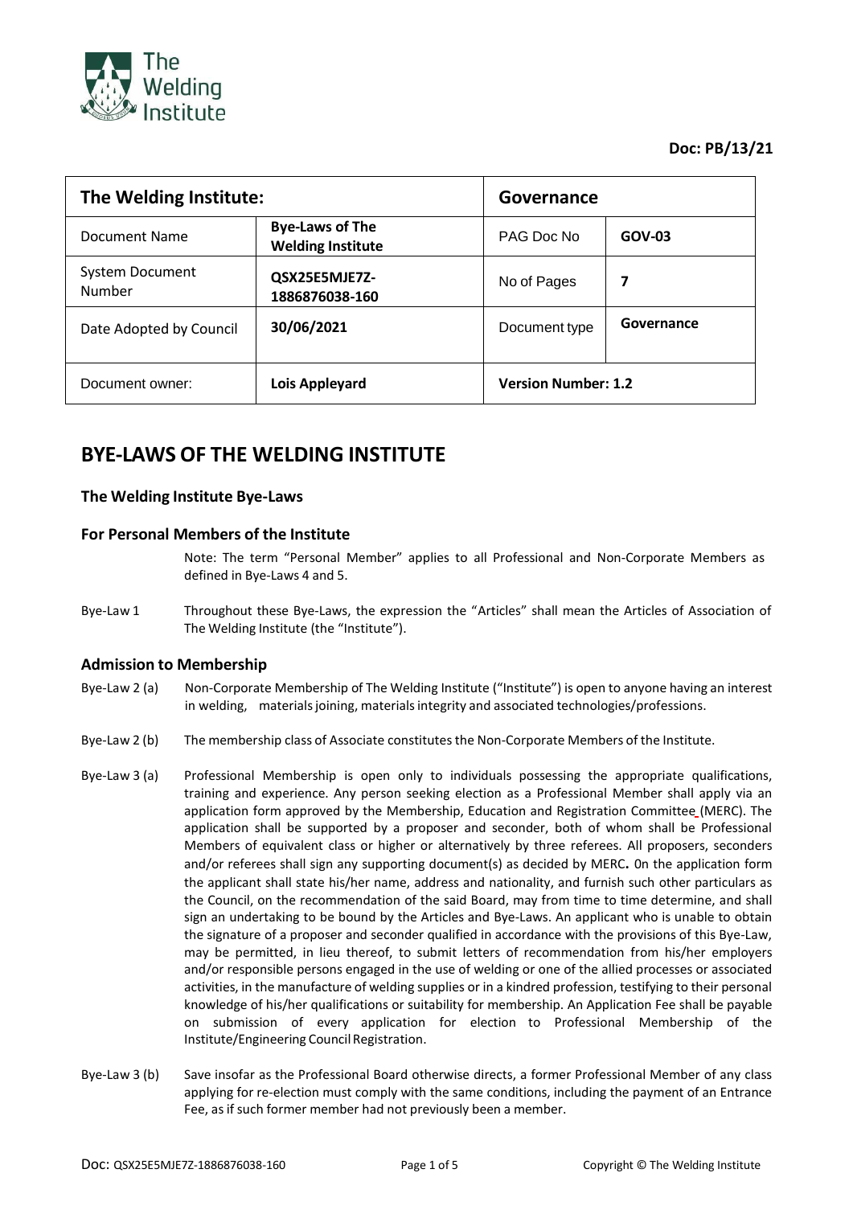**Doc: PB/13/21**

| The Welding Institute: | | Governance | |
|---|---|---|---|
| Document Name | **Bye-Laws of The Welding Institute** | PAG Doc No | **GOV-03** |
| System Document Number | **QSX25E5MJE7Z-1886876038-160** | No of Pages | **7** |
| Date Adopted by Council | **30/06/2021** | Document type | **Governance** |
| Document owner: | **Lois Appleyard** | **Version Number: 1.2** | |

# BYE-LAWS OF THE WELDING INSTITUTE

### The Welding Institute Bye-Laws

### For Personal Members of the Institute

Note: The term "Personal Member" applies to all Professional and Non-Corporate Members as defined in Bye-Laws 4 and 5.

Bye-Law 1 Throughout these Bye-Laws, the expression the "Articles" shall mean the Articles of Association of The Welding Institute (the "Institute").

### Admission to Membership

Bye-Law 2 (a) Non-Corporate Membership of The Welding Institute ("Institute") is open to anyone having an interest in welding, materials joining, materials integrity and associated technologies/professions.

Bye-Law 2 (b) The membership class of Associate constitutes the Non-Corporate Members of the Institute.

Bye-Law 3 (a) Professional Membership is open only to individuals possessing the appropriate qualifications, training and experience. Any person seeking election as a Professional Member shall apply via an application form approved by the Membership, Education and Registration Committee (MERC). The application shall be supported by a proposer and seconder, both of whom shall be Professional Members of equivalent class or higher or alternatively by three referees. All proposers, seconders and/or referees shall sign any supporting document(s) as decided by MERC**.** 0n the application form the applicant shall state his/her name, address and nationality, and furnish such other particulars as the Council, on the recommendation of the said Board, may from time to time determine, and shall sign an undertaking to be bound by the Articles and Bye-Laws. An applicant who is unable to obtain the signature of a proposer and seconder qualified in accordance with the provisions of this Bye-Law, may be permitted, in lieu thereof, to submit letters of recommendation from his/her employers and/or responsible persons engaged in the use of welding or one of the allied processes or associated activities, in the manufacture of welding supplies or in a kindred profession, testifying to their personal knowledge of his/her qualifications or suitability for membership. An Application Fee shall be payable on submission of every application for election to Professional Membership of the Institute/Engineering Council Registration.

Bye-Law 3 (b) Save insofar as the Professional Board otherwise directs, a former Professional Member of any class applying for re-election must comply with the same conditions, including the payment of an Entrance Fee, as if such former member had not previously been a member.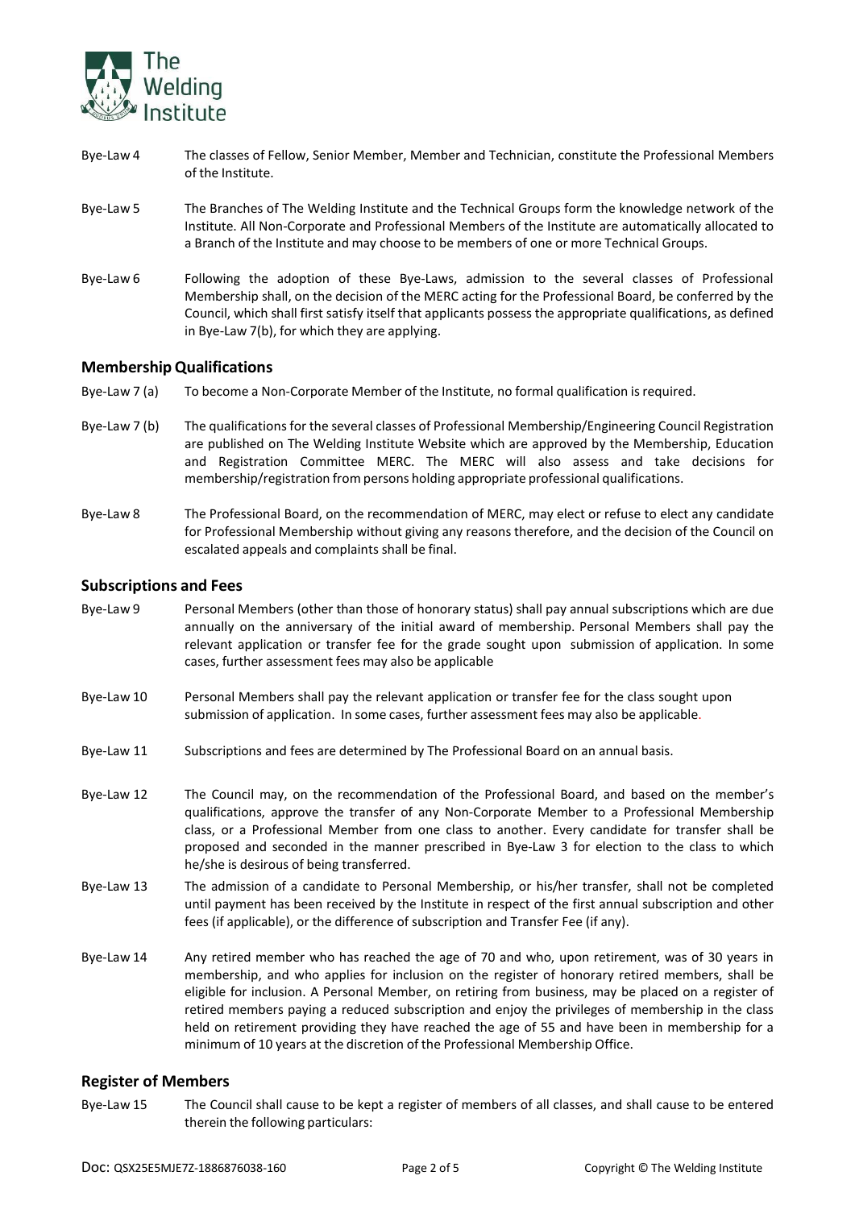Bye-Law 4 The classes of Fellow, Senior Member, Member and Technician, constitute the Professional Members of the Institute.

Bye-Law 5 The Branches of The Welding Institute and the Technical Groups form the knowledge network of the Institute. All Non-Corporate and Professional Members of the Institute are automatically allocated to a Branch of the Institute and may choose to be members of one or more Technical Groups.

Bye-Law 6 Following the adoption of these Bye-Laws, admission to the several classes of Professional Membership shall, on the decision of the MERC acting for the Professional Board, be conferred by the Council, which shall first satisfy itself that applicants possess the appropriate qualifications, as defined in Bye-Law 7(b), for which they are applying.

## Membership Qualifications

Bye-Law 7 (a) To become a Non-Corporate Member of the Institute, no formal qualification is required.

Bye-Law 7 (b) The qualifications for the several classes of Professional Membership/Engineering Council Registration are published on The Welding Institute Website which are approved by the Membership, Education and Registration Committee MERC. The MERC will also assess and take decisions for membership/registration from persons holding appropriate professional qualifications.

Bye-Law 8 The Professional Board, on the recommendation of MERC, may elect or refuse to elect any candidate for Professional Membership without giving any reasons therefore, and the decision of the Council on escalated appeals and complaints shall be final.

## Subscriptions and Fees

Bye-Law 9 Personal Members (other than those of honorary status) shall pay annual subscriptions which are due annually on the anniversary of the initial award of membership. Personal Members shall pay the relevant application or transfer fee for the grade sought upon submission of application. In some cases, further assessment fees may also be applicable

Bye-Law 10 Personal Members shall pay the relevant application or transfer fee for the class sought upon submission of application. In some cases, further assessment fees may also be applicable.

Bye-Law 11 Subscriptions and fees are determined by The Professional Board on an annual basis.

Bye-Law 12 The Council may, on the recommendation of the Professional Board, and based on the member's qualifications, approve the transfer of any Non-Corporate Member to a Professional Membership class, or a Professional Member from one class to another. Every candidate for transfer shall be proposed and seconded in the manner prescribed in Bye-Law 3 for election to the class to which he/she is desirous of being transferred.

Bye-Law 13 The admission of a candidate to Personal Membership, or his/her transfer, shall not be completed until payment has been received by the Institute in respect of the first annual subscription and other fees (if applicable), or the difference of subscription and Transfer Fee (if any).

Bye-Law 14 Any retired member who has reached the age of 70 and who, upon retirement, was of 30 years in membership, and who applies for inclusion on the register of honorary retired members, shall be eligible for inclusion. A Personal Member, on retiring from business, may be placed on a register of retired members paying a reduced subscription and enjoy the privileges of membership in the class held on retirement providing they have reached the age of 55 and have been in membership for a minimum of 10 years at the discretion of the Professional Membership Office.

## Register of Members

Bye-Law 15 The Council shall cause to be kept a register of members of all classes, and shall cause to be entered therein the following particulars: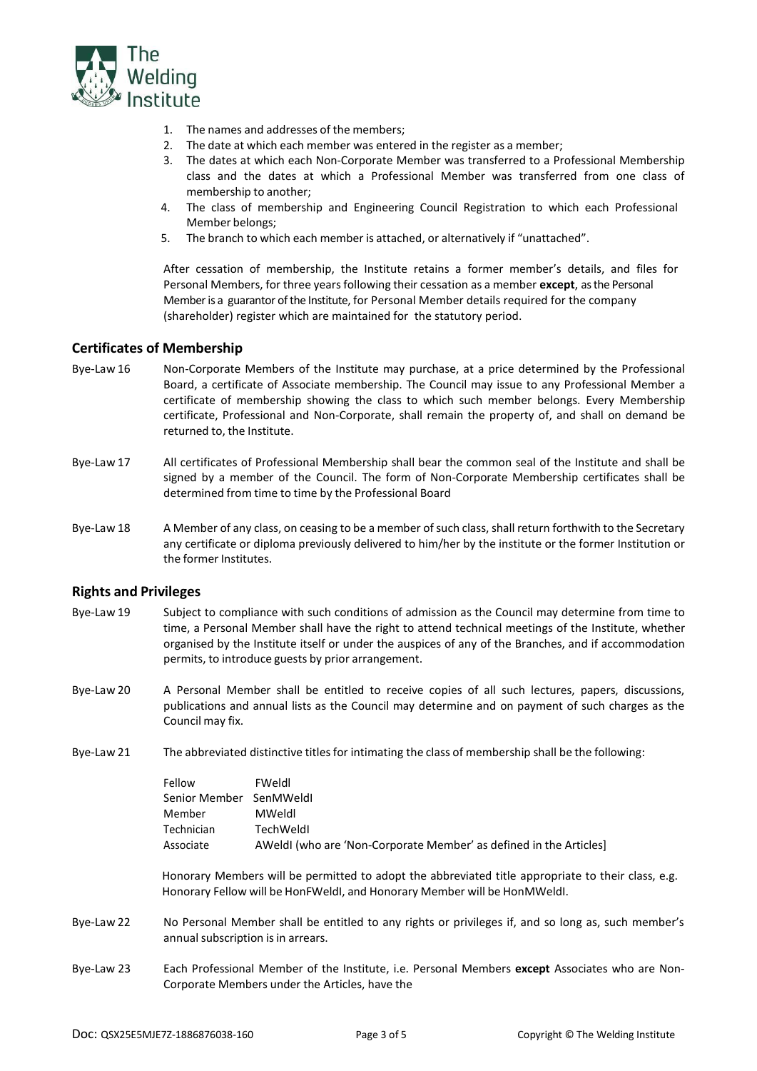1. The names and addresses of the members;
2. The date at which each member was entered in the register as a member;
3. The dates at which each Non-Corporate Member was transferred to a Professional Membership class and the dates at which a Professional Member was transferred from one class of membership to another;
4. The class of membership and Engineering Council Registration to which each Professional Member belongs;
5. The branch to which each member is attached, or alternatively if "unattached".

After cessation of membership, the Institute retains a former member's details, and files for Personal Members, for three years following their cessation as a member **except**, as the Personal Member is a guarantor of the Institute, for Personal Member details required for the company (shareholder) register which are maintained for the statutory period.

## Certificates of Membership

Bye-Law 16 Non-Corporate Members of the Institute may purchase, at a price determined by the Professional Board, a certificate of Associate membership. The Council may issue to any Professional Member a certificate of membership showing the class to which such member belongs. Every Membership certificate, Professional and Non-Corporate, shall remain the property of, and shall on demand be returned to, the Institute.

Bye-Law 17 All certificates of Professional Membership shall bear the common seal of the Institute and shall be signed by a member of the Council. The form of Non-Corporate Membership certificates shall be determined from time to time by the Professional Board

Bye-Law 18 A Member of any class, on ceasing to be a member of such class, shall return forthwith to the Secretary any certificate or diploma previously delivered to him/her by the institute or the former Institution or the former Institutes.

## Rights and Privileges

Bye-Law 19 Subject to compliance with such conditions of admission as the Council may determine from time to time, a Personal Member shall have the right to attend technical meetings of the Institute, whether organised by the Institute itself or under the auspices of any of the Branches, and if accommodation permits, to introduce guests by prior arrangement.

Bye-Law 20 A Personal Member shall be entitled to receive copies of all such lectures, papers, discussions, publications and annual lists as the Council may determine and on payment of such charges as the Council may fix.

Bye-Law 21 The abbreviated distinctive titles for intimating the class of membership shall be the following:

| | |
|---|---|
| Fellow | FWeldI |
| Senior Member | SenMWeldI |
| Member | MWeldI |
| Technician | TechWeldI |
| Associate | AWeldI (who are 'Non-Corporate Member' as defined in the Articles] |

Honorary Members will be permitted to adopt the abbreviated title appropriate to their class, e.g. Honorary Fellow will be HonFWeldI, and Honorary Member will be HonMWeldI.

Bye-Law 22 No Personal Member shall be entitled to any rights or privileges if, and so long as, such member's annual subscription is in arrears.

Bye-Law 23 Each Professional Member of the Institute, i.e. Personal Members **except** Associates who are Non-Corporate Members under the Articles, have the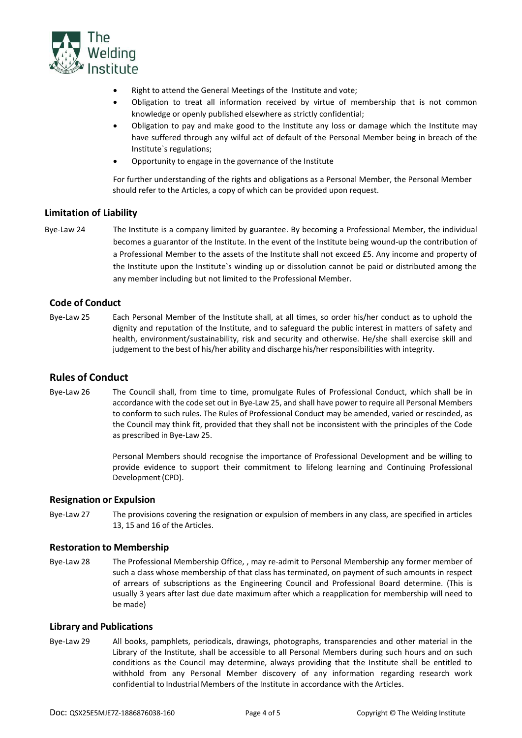- Right to attend the General Meetings of the Institute and vote;
- Obligation to treat all information received by virtue of membership that is not common knowledge or openly published elsewhere as strictly confidential;
- Obligation to pay and make good to the Institute any loss or damage which the Institute may have suffered through any wilful act of default of the Personal Member being in breach of the Institute`s regulations;
- Opportunity to engage in the governance of the Institute

For further understanding of the rights and obligations as a Personal Member, the Personal Member should refer to the Articles, a copy of which can be provided upon request.

### Limitation of Liability

Bye-Law 24 The Institute is a company limited by guarantee. By becoming a Professional Member, the individual becomes a guarantor of the Institute. In the event of the Institute being wound-up the contribution of a Professional Member to the assets of the Institute shall not exceed £5. Any income and property of the Institute upon the Institute`s winding up or dissolution cannot be paid or distributed among the any member including but not limited to the Professional Member.

### Code of Conduct

Bye-Law 25 Each Personal Member of the Institute shall, at all times, so order his/her conduct as to uphold the dignity and reputation of the Institute, and to safeguard the public interest in matters of safety and health, environment/sustainability, risk and security and otherwise. He/she shall exercise skill and judgement to the best of his/her ability and discharge his/her responsibilities with integrity.

## Rules of Conduct

Bye-Law 26 The Council shall, from time to time, promulgate Rules of Professional Conduct, which shall be in accordance with the code set out in Bye-Law 25, and shall have power to require all Personal Members to conform to such rules. The Rules of Professional Conduct may be amended, varied or rescinded, as the Council may think fit, provided that they shall not be inconsistent with the principles of the Code as prescribed in Bye-Law 25.

Personal Members should recognise the importance of Professional Development and be willing to provide evidence to support their commitment to lifelong learning and Continuing Professional Development (CPD).

### Resignation or Expulsion

Bye-Law 27 The provisions covering the resignation or expulsion of members in any class, are specified in articles 13, 15 and 16 of the Articles.

### Restoration to Membership

Bye-Law 28 The Professional Membership Office, , may re-admit to Personal Membership any former member of such a class whose membership of that class has terminated, on payment of such amounts in respect of arrears of subscriptions as the Engineering Council and Professional Board determine. (This is usually 3 years after last due date maximum after which a reapplication for membership will need to be made)

### Library and Publications

Bye-Law 29 All books, pamphlets, periodicals, drawings, photographs, transparencies and other material in the Library of the Institute, shall be accessible to all Personal Members during such hours and on such conditions as the Council may determine, always providing that the Institute shall be entitled to withhold from any Personal Member discovery of any information regarding research work confidential to Industrial Members of the Institute in accordance with the Articles.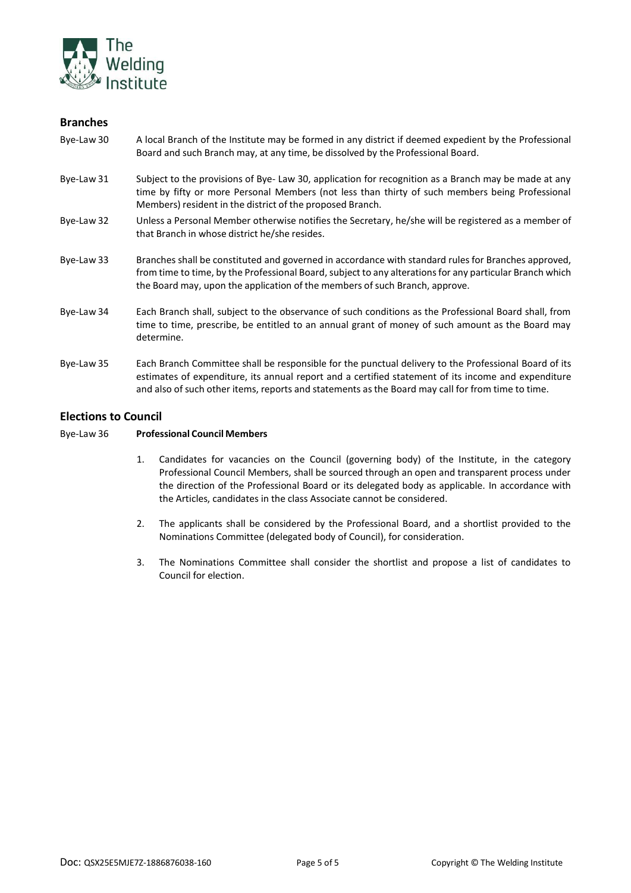## Branches

Bye-Law 30 A local Branch of the Institute may be formed in any district if deemed expedient by the Professional Board and such Branch may, at any time, be dissolved by the Professional Board.

Bye-Law 31 Subject to the provisions of Bye- Law 30, application for recognition as a Branch may be made at any time by fifty or more Personal Members (not less than thirty of such members being Professional Members) resident in the district of the proposed Branch.

Bye-Law 32 Unless a Personal Member otherwise notifies the Secretary, he/she will be registered as a member of that Branch in whose district he/she resides.

Bye-Law 33 Branches shall be constituted and governed in accordance with standard rules for Branches approved, from time to time, by the Professional Board, subject to any alterations for any particular Branch which the Board may, upon the application of the members of such Branch, approve.

Bye-Law 34 Each Branch shall, subject to the observance of such conditions as the Professional Board shall, from time to time, prescribe, be entitled to an annual grant of money of such amount as the Board may determine.

Bye-Law 35 Each Branch Committee shall be responsible for the punctual delivery to the Professional Board of its estimates of expenditure, its annual report and a certified statement of its income and expenditure and also of such other items, reports and statements as the Board may call for from time to time.

## Elections to Council

Bye-Law 36 **Professional Council Members**

1. Candidates for vacancies on the Council (governing body) of the Institute, in the category Professional Council Members, shall be sourced through an open and transparent process under the direction of the Professional Board or its delegated body as applicable. In accordance with the Articles, candidates in the class Associate cannot be considered.

2. The applicants shall be considered by the Professional Board, and a shortlist provided to the Nominations Committee (delegated body of Council), for consideration.

3. The Nominations Committee shall consider the shortlist and propose a list of candidates to Council for election.